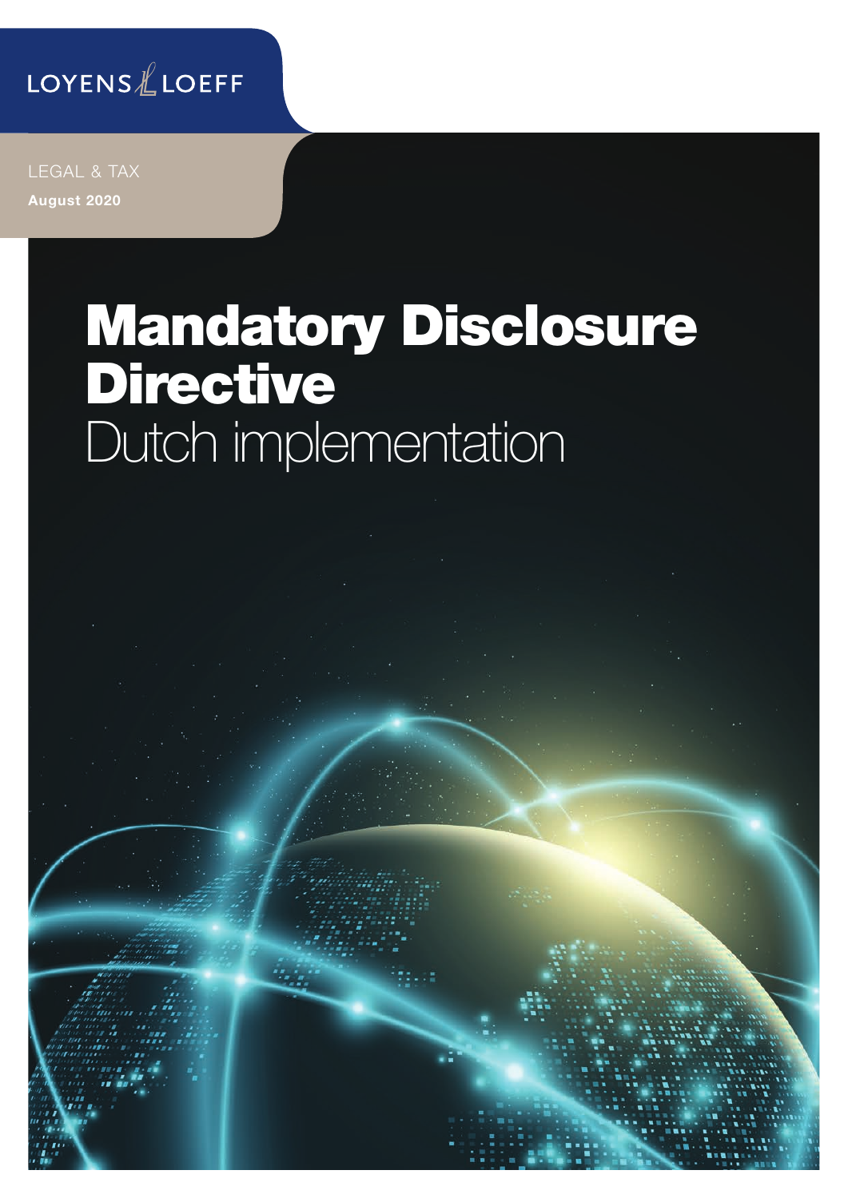LOYENS & LOEFF

LEGAL & TAX

**August 2020**

# Mandatory Disclosure Directive

Dutch implementation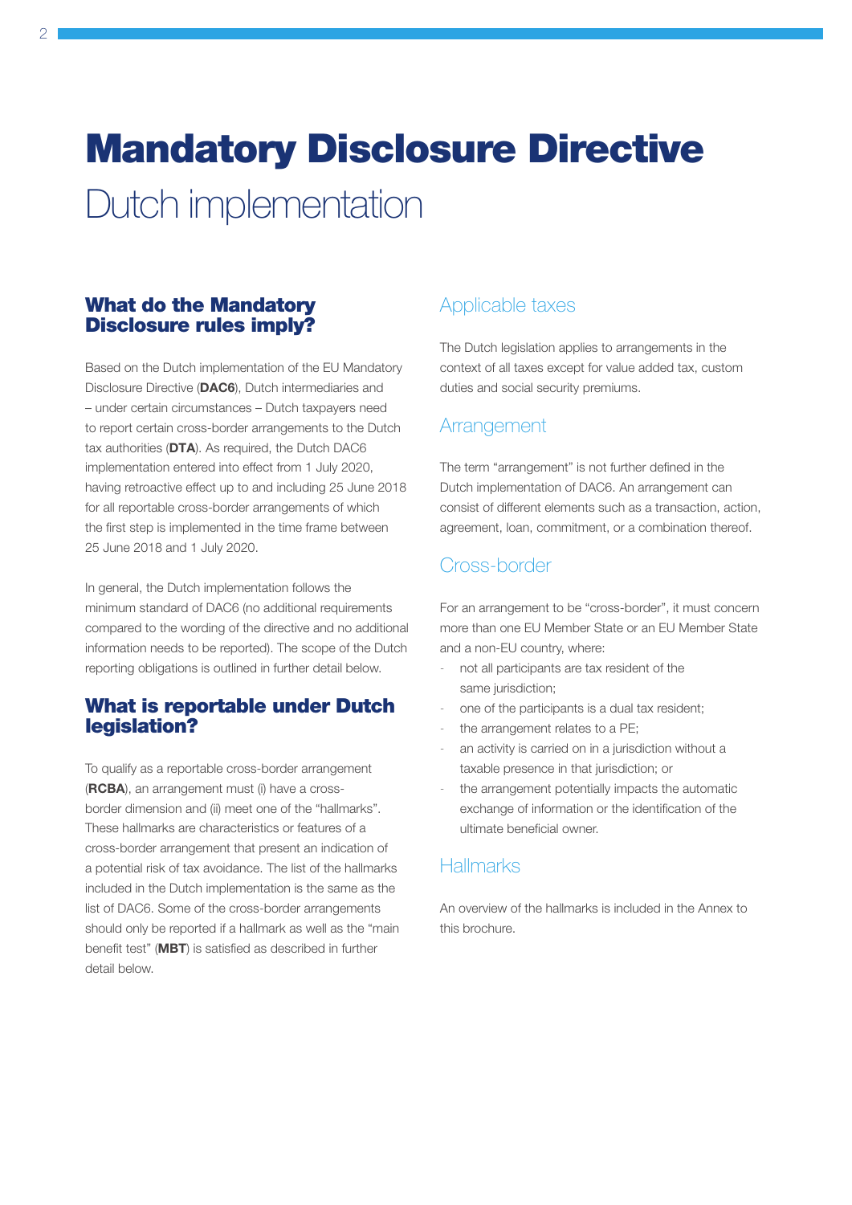# Mandatory Disclosure Directive

Dutch implementation

## What do the Mandatory Disclosure rules imply?

Based on the Dutch implementation of the EU Mandatory Disclosure Directive (**DAC6**), Dutch intermediaries and – under certain circumstances – Dutch taxpayers need to report certain cross-border arrangements to the Dutch tax authorities (**DTA**). As required, the Dutch DAC6 implementation entered into effect from 1 July 2020, having retroactive effect up to and including 25 June 2018 for all reportable cross-border arrangements of which the first step is implemented in the time frame between 25 June 2018 and 1 July 2020.

In general, the Dutch implementation follows the minimum standard of DAC6 (no additional requirements compared to the wording of the directive and no additional information needs to be reported). The scope of the Dutch reporting obligations is outlined in further detail below.

## What is reportable under Dutch legislation?

To qualify as a reportable cross-border arrangement (**RCBA**), an arrangement must (i) have a cross-border dimension and (ii) meet one of the "hallmarks". These hallmarks are characteristics or features of a cross-border arrangement that present an indication of a potential risk of tax avoidance. The list of the hallmarks included in the Dutch implementation is the same as the list of DAC6. Some of the cross-border arrangements should only be reported if a hallmark as well as the "main benefit test" (**MBT**) is satisfied as described in further detail below.

### Applicable taxes

The Dutch legislation applies to arrangements in the context of all taxes except for value added tax, custom duties and social security premiums.

### Arrangement

The term "arrangement" is not further defined in the Dutch implementation of DAC6. An arrangement can consist of different elements such as a transaction, action, agreement, loan, commitment, or a combination thereof.

### Cross-border

For an arrangement to be "cross-border", it must concern more than one EU Member State or an EU Member State and a non-EU country, where:

- not all participants are tax resident of the same jurisdiction;
- one of the participants is a dual tax resident;
- the arrangement relates to a PE;
- an activity is carried on in a jurisdiction without a taxable presence in that jurisdiction; or
- the arrangement potentially impacts the automatic exchange of information or the identification of the ultimate beneficial owner.

### Hallmarks

An overview of the hallmarks is included in the Annex to this brochure.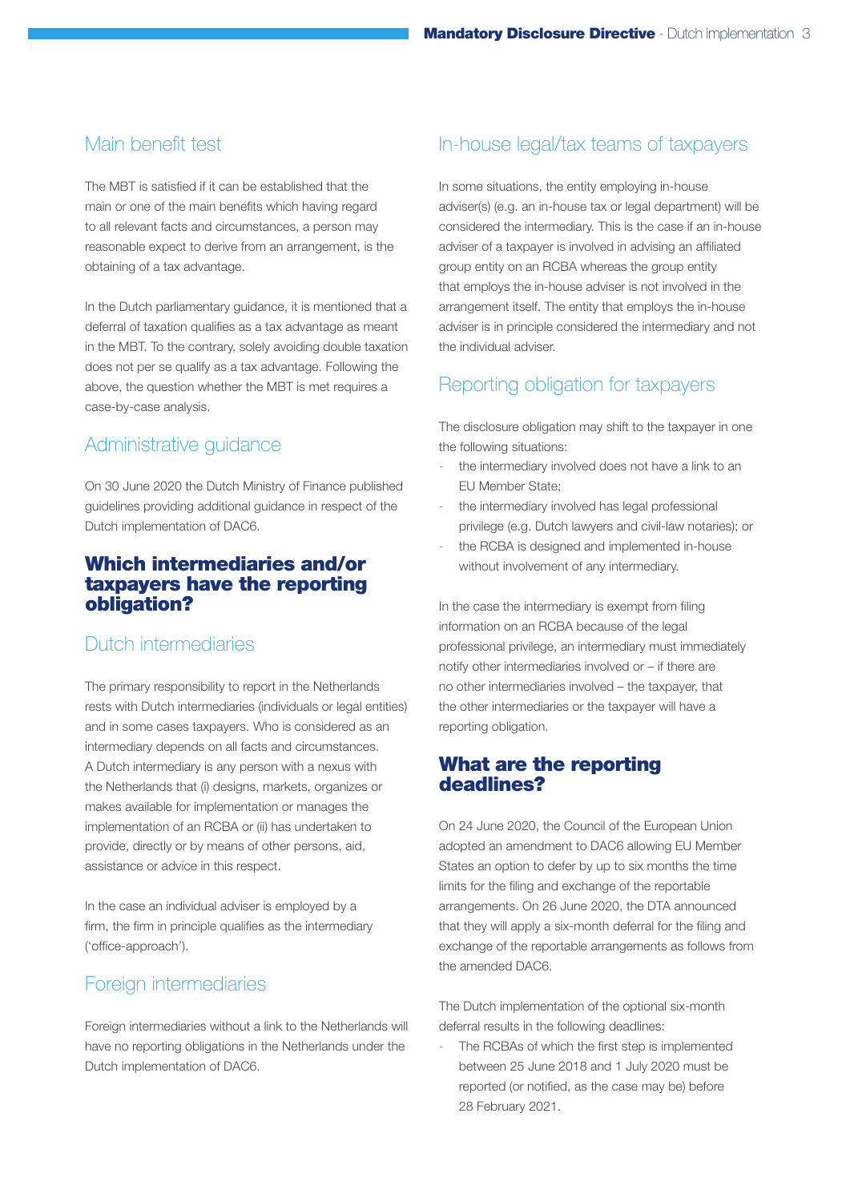### Main benefit test

The MBT is satisfied if it can be established that the main or one of the main benefits which having regard to all relevant facts and circumstances, a person may reasonable expect to derive from an arrangement, is the obtaining of a tax advantage.

In the Dutch parliamentary guidance, it is mentioned that a deferral of taxation qualifies as a tax advantage as meant in the MBT. To the contrary, solely avoiding double taxation does not per se qualify as a tax advantage. Following the above, the question whether the MBT is met requires a case-by-case analysis.

### Administrative guidance

On 30 June 2020 the Dutch Ministry of Finance published guidelines providing additional guidance in respect of the Dutch implementation of DAC6.

## Which intermediaries and/or taxpayers have the reporting obligation?

### Dutch intermediaries

The primary responsibility to report in the Netherlands rests with Dutch intermediaries (individuals or legal entities) and in some cases taxpayers. Who is considered as an intermediary depends on all facts and circumstances. A Dutch intermediary is any person with a nexus with the Netherlands that (i) designs, markets, organizes or makes available for implementation or manages the implementation of an RCBA or (ii) has undertaken to provide, directly or by means of other persons, aid, assistance or advice in this respect.

In the case an individual adviser is employed by a firm, the firm in principle qualifies as the intermediary ('office-approach').

### Foreign intermediaries

Foreign intermediaries without a link to the Netherlands will have no reporting obligations in the Netherlands under the Dutch implementation of DAC6.

### In-house legal/tax teams of taxpayers

In some situations, the entity employing in-house adviser(s) (e.g. an in-house tax or legal department) will be considered the intermediary. This is the case if an in-house adviser of a taxpayer is involved in advising an affiliated group entity on an RCBA whereas the group entity that employs the in-house adviser is not involved in the arrangement itself. The entity that employs the in-house adviser is in principle considered the intermediary and not the individual adviser.

### Reporting obligation for taxpayers

The disclosure obligation may shift to the taxpayer in one the following situations:

- the intermediary involved does not have a link to an EU Member State;
- the intermediary involved has legal professional privilege (e.g. Dutch lawyers and civil-law notaries); or
- the RCBA is designed and implemented in-house without involvement of any intermediary.

In the case the intermediary is exempt from filing information on an RCBA because of the legal professional privilege, an intermediary must immediately notify other intermediaries involved or – if there are no other intermediaries involved – the taxpayer, that the other intermediaries or the taxpayer will have a reporting obligation.

## What are the reporting deadlines?

On 24 June 2020, the Council of the European Union adopted an amendment to DAC6 allowing EU Member States an option to defer by up to six months the time limits for the filing and exchange of the reportable arrangements. On 26 June 2020, the DTA announced that they will apply a six-month deferral for the filing and exchange of the reportable arrangements as follows from the amended DAC6.

The Dutch implementation of the optional six-month deferral results in the following deadlines:

- The RCBAs of which the first step is implemented between 25 June 2018 and 1 July 2020 must be reported (or notified, as the case may be) before 28 February 2021.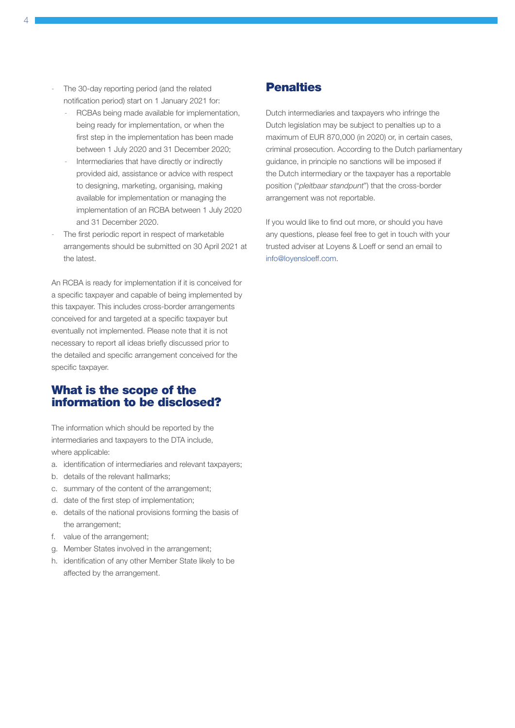- The 30-day reporting period (and the related notification period) start on 1 January 2021 for:
  - RCBAs being made available for implementation, being ready for implementation, or when the first step in the implementation has been made between 1 July 2020 and 31 December 2020;
  - Intermediaries that have directly or indirectly provided aid, assistance or advice with respect to designing, marketing, organising, making available for implementation or managing the implementation of an RCBA between 1 July 2020 and 31 December 2020.
- The first periodic report in respect of marketable arrangements should be submitted on 30 April 2021 at the latest.

An RCBA is ready for implementation if it is conceived for a specific taxpayer and capable of being implemented by this taxpayer. This includes cross-border arrangements conceived for and targeted at a specific taxpayer but eventually not implemented. Please note that it is not necessary to report all ideas briefly discussed prior to the detailed and specific arrangement conceived for the specific taxpayer.

## What is the scope of the information to be disclosed?

The information which should be reported by the intermediaries and taxpayers to the DTA include, where applicable:

a. identification of intermediaries and relevant taxpayers;
b. details of the relevant hallmarks;
c. summary of the content of the arrangement;
d. date of the first step of implementation;
e. details of the national provisions forming the basis of the arrangement;
f. value of the arrangement;
g. Member States involved in the arrangement;
h. identification of any other Member State likely to be affected by the arrangement.

## Penalties

Dutch intermediaries and taxpayers who infringe the Dutch legislation may be subject to penalties up to a maximum of EUR 870,000 (in 2020) or, in certain cases, criminal prosecution. According to the Dutch parliamentary guidance, in principle no sanctions will be imposed if the Dutch intermediary or the taxpayer has a reportable position ("*pleitbaar standpunt*") that the cross-border arrangement was not reportable.

If you would like to find out more, or should you have any questions, please feel free to get in touch with your trusted adviser at Loyens & Loeff or send an email to info@loyensloeff.com.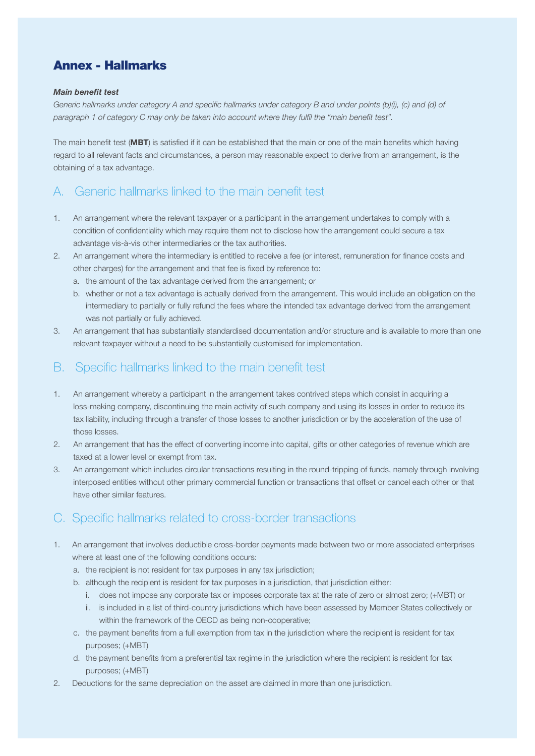# Annex - Hallmarks

***Main benefit test***

*Generic hallmarks under category A and specific hallmarks under category B and under points (b)(i), (c) and (d) of paragraph 1 of category C may only be taken into account where they fulfil the "main benefit test".*

The main benefit test (**MBT**) is satisfied if it can be established that the main or one of the main benefits which having regard to all relevant facts and circumstances, a person may reasonable expect to derive from an arrangement, is the obtaining of a tax advantage.

## A. Generic hallmarks linked to the main benefit test

1. An arrangement where the relevant taxpayer or a participant in the arrangement undertakes to comply with a condition of confidentiality which may require them not to disclose how the arrangement could secure a tax advantage vis-à-vis other intermediaries or the tax authorities.
2. An arrangement where the intermediary is entitled to receive a fee (or interest, remuneration for finance costs and other charges) for the arrangement and that fee is fixed by reference to:
   a. the amount of the tax advantage derived from the arrangement; or
   b. whether or not a tax advantage is actually derived from the arrangement. This would include an obligation on the intermediary to partially or fully refund the fees where the intended tax advantage derived from the arrangement was not partially or fully achieved.
3. An arrangement that has substantially standardised documentation and/or structure and is available to more than one relevant taxpayer without a need to be substantially customised for implementation.

## B. Specific hallmarks linked to the main benefit test

1. An arrangement whereby a participant in the arrangement takes contrived steps which consist in acquiring a loss-making company, discontinuing the main activity of such company and using its losses in order to reduce its tax liability, including through a transfer of those losses to another jurisdiction or by the acceleration of the use of those losses.
2. An arrangement that has the effect of converting income into capital, gifts or other categories of revenue which are taxed at a lower level or exempt from tax.
3. An arrangement which includes circular transactions resulting in the round-tripping of funds, namely through involving interposed entities without other primary commercial function or transactions that offset or cancel each other or that have other similar features.

## C. Specific hallmarks related to cross-border transactions

1. An arrangement that involves deductible cross-border payments made between two or more associated enterprises where at least one of the following conditions occurs:
   a. the recipient is not resident for tax purposes in any tax jurisdiction;
   b. although the recipient is resident for tax purposes in a jurisdiction, that jurisdiction either:
      i. does not impose any corporate tax or imposes corporate tax at the rate of zero or almost zero; (+MBT) or
      ii. is included in a list of third-country jurisdictions which have been assessed by Member States collectively or within the framework of the OECD as being non-cooperative;
   c. the payment benefits from a full exemption from tax in the jurisdiction where the recipient is resident for tax purposes; (+MBT)
   d. the payment benefits from a preferential tax regime in the jurisdiction where the recipient is resident for tax purposes; (+MBT)
2. Deductions for the same depreciation on the asset are claimed in more than one jurisdiction.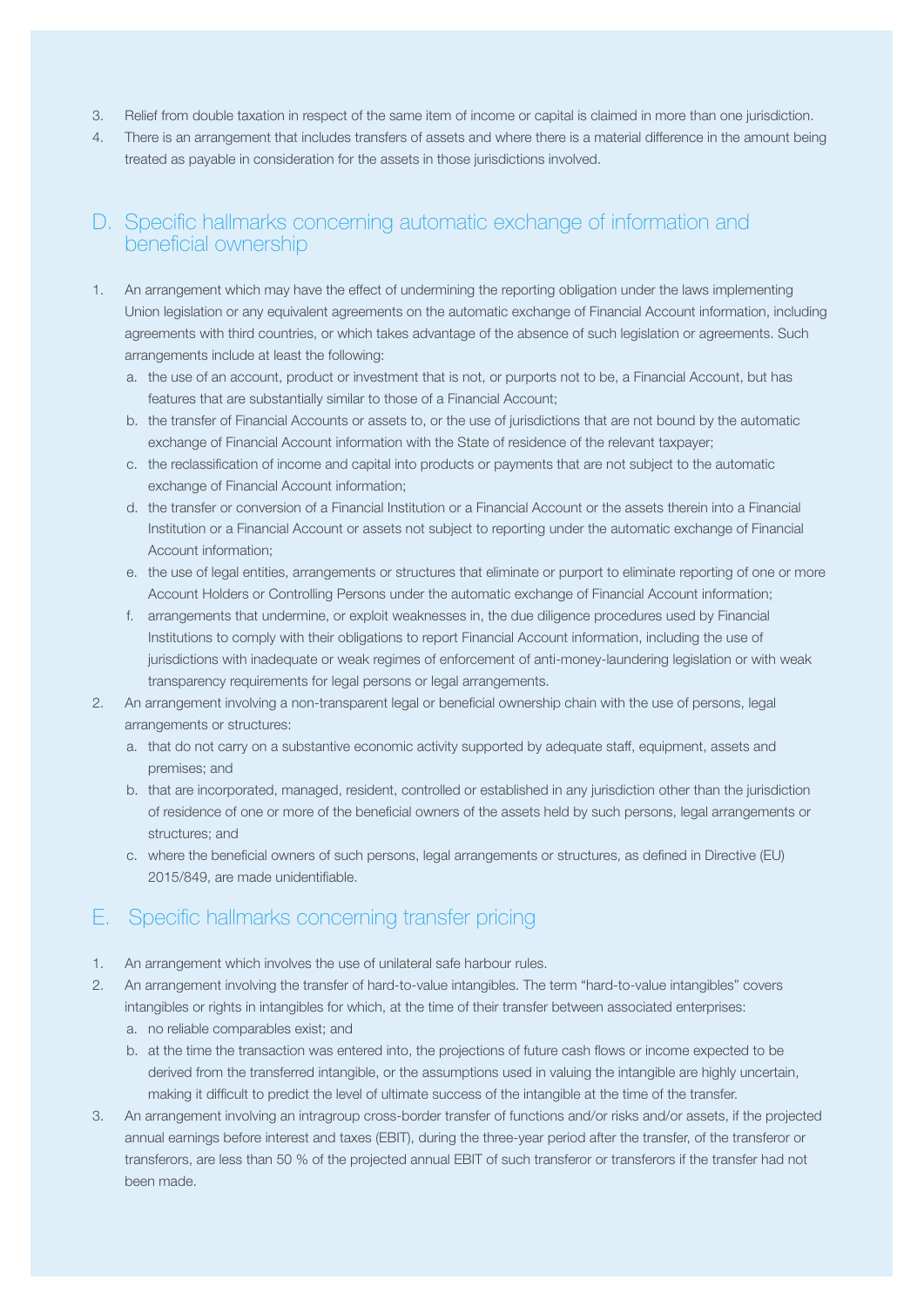3. Relief from double taxation in respect of the same item of income or capital is claimed in more than one jurisdiction.
4. There is an arrangement that includes transfers of assets and where there is a material difference in the amount being treated as payable in consideration for the assets in those jurisdictions involved.

## D. Specific hallmarks concerning automatic exchange of information and beneficial ownership

1. An arrangement which may have the effect of undermining the reporting obligation under the laws implementing Union legislation or any equivalent agreements on the automatic exchange of Financial Account information, including agreements with third countries, or which takes advantage of the absence of such legislation or agreements. Such arrangements include at least the following:
   a. the use of an account, product or investment that is not, or purports not to be, a Financial Account, but has features that are substantially similar to those of a Financial Account;
   b. the transfer of Financial Accounts or assets to, or the use of jurisdictions that are not bound by the automatic exchange of Financial Account information with the State of residence of the relevant taxpayer;
   c. the reclassification of income and capital into products or payments that are not subject to the automatic exchange of Financial Account information;
   d. the transfer or conversion of a Financial Institution or a Financial Account or the assets therein into a Financial Institution or a Financial Account or assets not subject to reporting under the automatic exchange of Financial Account information;
   e. the use of legal entities, arrangements or structures that eliminate or purport to eliminate reporting of one or more Account Holders or Controlling Persons under the automatic exchange of Financial Account information;
   f. arrangements that undermine, or exploit weaknesses in, the due diligence procedures used by Financial Institutions to comply with their obligations to report Financial Account information, including the use of jurisdictions with inadequate or weak regimes of enforcement of anti-money-laundering legislation or with weak transparency requirements for legal persons or legal arrangements.
2. An arrangement involving a non-transparent legal or beneficial ownership chain with the use of persons, legal arrangements or structures:
   a. that do not carry on a substantive economic activity supported by adequate staff, equipment, assets and premises; and
   b. that are incorporated, managed, resident, controlled or established in any jurisdiction other than the jurisdiction of residence of one or more of the beneficial owners of the assets held by such persons, legal arrangements or structures; and
   c. where the beneficial owners of such persons, legal arrangements or structures, as defined in Directive (EU) 2015/849, are made unidentifiable.

## E. Specific hallmarks concerning transfer pricing

1. An arrangement which involves the use of unilateral safe harbour rules.
2. An arrangement involving the transfer of hard-to-value intangibles. The term "hard-to-value intangibles" covers intangibles or rights in intangibles for which, at the time of their transfer between associated enterprises:
   a. no reliable comparables exist; and
   b. at the time the transaction was entered into, the projections of future cash flows or income expected to be derived from the transferred intangible, or the assumptions used in valuing the intangible are highly uncertain, making it difficult to predict the level of ultimate success of the intangible at the time of the transfer.
3. An arrangement involving an intragroup cross-border transfer of functions and/or risks and/or assets, if the projected annual earnings before interest and taxes (EBIT), during the three-year period after the transfer, of the transferor or transferors, are less than 50 % of the projected annual EBIT of such transferor or transferors if the transfer had not been made.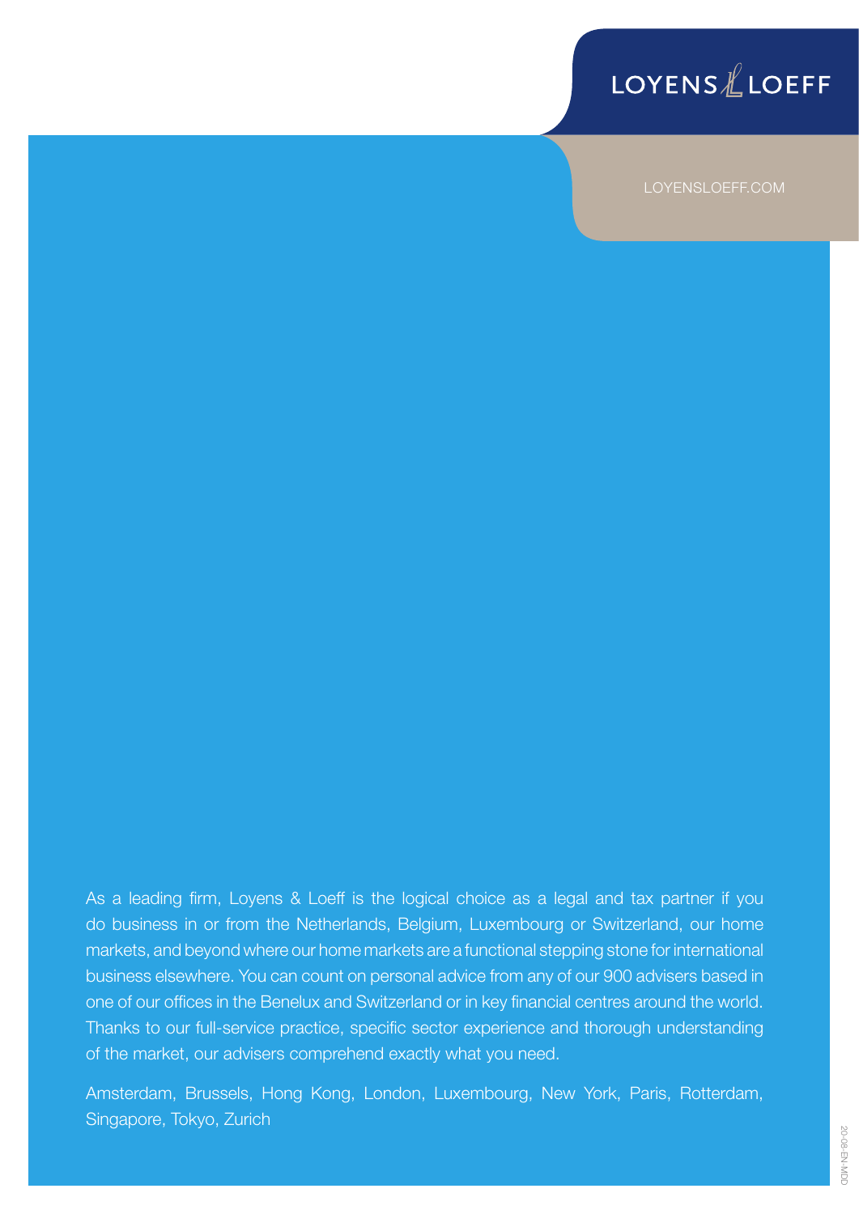LOYENS & LOEFF

LOYENSLOEFF.COM

As a leading firm, Loyens & Loeff is the logical choice as a legal and tax partner if you do business in or from the Netherlands, Belgium, Luxembourg or Switzerland, our home markets, and beyond where our home markets are a functional stepping stone for international business elsewhere. You can count on personal advice from any of our 900 advisers based in one of our offices in the Benelux and Switzerland or in key financial centres around the world. Thanks to our full-service practice, specific sector experience and thorough understanding of the market, our advisers comprehend exactly what you need.

Amsterdam, Brussels, Hong Kong, London, Luxembourg, New York, Paris, Rotterdam, Singapore, Tokyo, Zurich

20-08-EN-MDD